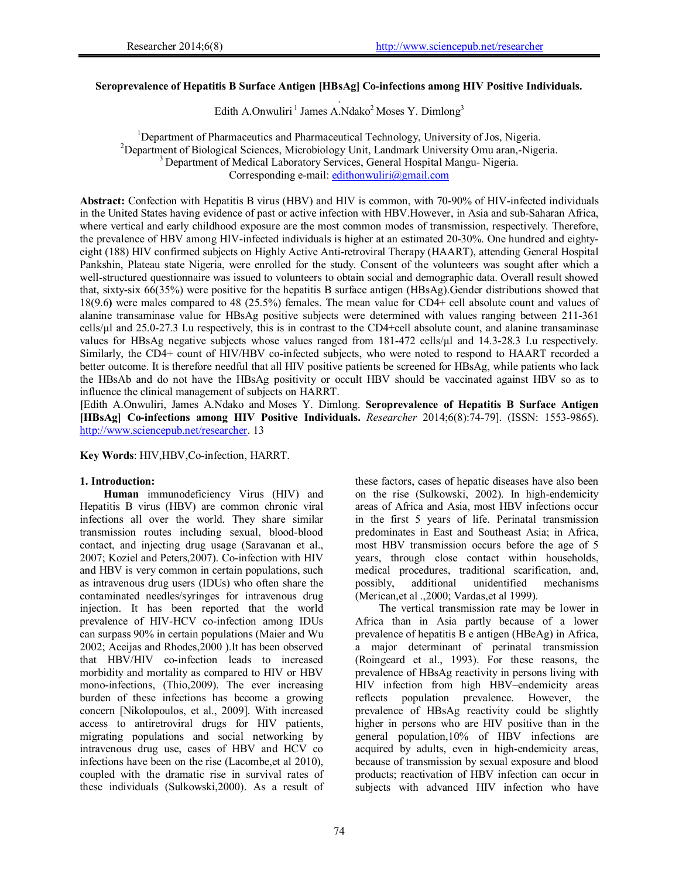# Seroprevalence of Hepatitis B Surface Antigen [HBsAg] Co-infections among HIV Positive Individuals.

Edith A.Onwuliri [1] James A.Ndako[2] Moses Y. Dimlong[3]

[1]Department of Pharmaceutics and Pharmaceutical Technology, University of Jos, Nigeria.
[2]Department of Biological Sciences, Microbiology Unit, Landmark University Omu aran,-Nigeria.
[3] Department of Medical Laboratory Services, General Hospital Mangu- Nigeria.
Corresponding e-mail: edithonwuliri@gmail.com

**Abstract:** Confection with Hepatitis B virus (HBV) and HIV is common, with 70-90% of HIV-infected individuals in the United States having evidence of past or active infection with HBV.However, in Asia and sub-Saharan Africa, where vertical and early childhood exposure are the most common modes of transmission, respectively. Therefore, the prevalence of HBV among HIV-infected individuals is higher at an estimated 20-30%. One hundred and eighty-eight (188) HIV confirmed subjects on Highly Active Anti-retroviral Therapy (HAART), attending General Hospital Pankshin, Plateau state Nigeria, were enrolled for the study. Consent of the volunteers was sought after which a well-structured questionnaire was issued to volunteers to obtain social and demographic data. Overall result showed that, sixty-six 66(35%) were positive for the hepatitis B surface antigen (HBsAg).Gender distributions showed that 18(9.6**)** were males compared to 48 (25.5%) females. The mean value for CD4+ cell absolute count and values of alanine transaminase value for HBsAg positive subjects were determined with values ranging between 211-361 cells/µl and 25.0-27.3 I.u respectively, this is in contrast to the CD4+cell absolute count, and alanine transaminase values for HBsAg negative subjects whose values ranged from 181-472 cells/µl and 14.3-28.3 I.u respectively. Similarly, the CD4+ count of HIV/HBV co-infected subjects, who were noted to respond to HAART recorded a better outcome. It is therefore needful that all HIV positive patients be screened for HBsAg, while patients who lack the HBsAb and do not have the HBsAg positivity or occult HBV should be vaccinated against HBV so as to influence the clinical management of subjects on HARRT.

**[**Edith A.Onwuliri, James A.Ndako and Moses Y. Dimlong. **Seroprevalence of Hepatitis B Surface Antigen [HBsAg] Co-infections among HIV Positive Individuals.** *Researcher* 2014;6(8):74-79]. (ISSN: 1553-9865). http://www.sciencepub.net/researcher. 13

**Key Words**: HIV,HBV,Co-infection, HARRT.

## 1. Introduction:

**Human** immunodeficiency Virus (HIV) and Hepatitis B virus (HBV) are common chronic viral infections all over the world. They share similar transmission routes including sexual, blood-blood contact, and injecting drug usage (Saravanan et al., 2007; Koziel and Peters,2007). Co-infection with HIV and HBV is very common in certain populations, such as intravenous drug users (IDUs) who often share the contaminated needles/syringes for intravenous drug injection. It has been reported that the world prevalence of HIV-HCV co-infection among IDUs can surpass 90% in certain populations (Maier and Wu 2002; Aceijas and Rhodes,2000 ).It has been observed that HBV/HIV co-infection leads to increased morbidity and mortality as compared to HIV or HBV mono-infections, (Thio,2009). The ever increasing burden of these infections has become a growing concern [Nikolopoulos, et al., 2009]. With increased access to antiretroviral drugs for HIV patients, migrating populations and social networking by intravenous drug use, cases of HBV and HCV co infections have been on the rise (Lacombe,et al 2010), coupled with the dramatic rise in survival rates of these individuals (Sulkowski,2000). As a result of these factors, cases of hepatic diseases have also been on the rise (Sulkowski, 2002). In high-endemicity areas of Africa and Asia, most HBV infections occur in the first 5 years of life. Perinatal transmission predominates in East and Southeast Asia; in Africa, most HBV transmission occurs before the age of 5 years, through close contact within households, medical procedures, traditional scarification, and, possibly, additional unidentified mechanisms (Merican,et al .,2000; Vardas,et al 1999).

The vertical transmission rate may be lower in Africa than in Asia partly because of a lower prevalence of hepatitis B e antigen (HBeAg) in Africa, a major determinant of perinatal transmission (Roingeard et al., 1993). For these reasons, the prevalence of HBsAg reactivity in persons living with HIV infection from high HBV–endemicity areas reflects population prevalence. However, the prevalence of HBsAg reactivity could be slightly higher in persons who are HIV positive than in the general population,10% of HBV infections are acquired by adults, even in high-endemicity areas, because of transmission by sexual exposure and blood products; reactivation of HBV infection can occur in subjects with advanced HIV infection who have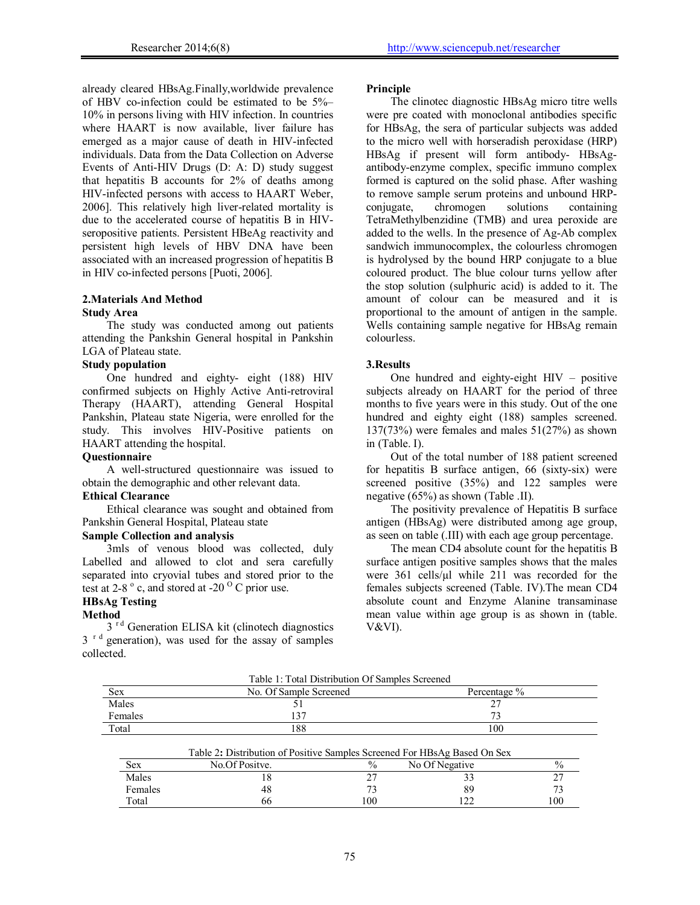already cleared HBsAg.Finally,worldwide prevalence of HBV co-infection could be estimated to be 5%–10% in persons living with HIV infection. In countries where HAART is now available, liver failure has emerged as a major cause of death in HIV-infected individuals. Data from the Data Collection on Adverse Events of Anti-HIV Drugs (D: A: D) study suggest that hepatitis B accounts for 2% of deaths among HIV-infected persons with access to HAART Weber, 2006]. This relatively high liver-related mortality is due to the accelerated course of hepatitis B in HIV-seropositive patients. Persistent HBeAg reactivity and persistent high levels of HBV DNA have been associated with an increased progression of hepatitis B in HIV co-infected persons [Puoti, 2006].

## 2.Materials And Method

### Study Area

The study was conducted among out patients attending the Pankshin General hospital in Pankshin LGA of Plateau state.

### Study population

One hundred and eighty- eight (188) HIV confirmed subjects on Highly Active Anti-retroviral Therapy (HAART), attending General Hospital Pankshin, Plateau state Nigeria, were enrolled for the study. This involves HIV-Positive patients on HAART attending the hospital.

### Questionnaire

A well-structured questionnaire was issued to obtain the demographic and other relevant data.

### Ethical Clearance

Ethical clearance was sought and obtained from Pankshin General Hospital, Plateau state

### Sample Collection and analysis

3mls of venous blood was collected, duly Labelled and allowed to clot and sera carefully separated into cryovial tubes and stored prior to the test at 2-8 $^{o}$ c, and stored at -20 $^{O}$ C prior use.

### HBsAg Testing

### Method

3 $^{rd}$ Generation ELISA kit (clinotech diagnostics 3 $^{rd}$ generation), was used for the assay of samples collected.

### Principle

The clinotec diagnostic HBsAg micro titre wells were pre coated with monoclonal antibodies specific for HBsAg, the sera of particular subjects was added to the micro well with horseradish peroxidase (HRP) HBsAg if present will form antibody- HBsAg-antibody-enzyme complex, specific immuno complex formed is captured on the solid phase. After washing to remove sample serum proteins and unbound HRP-conjugate, chromogen solutions containing TetraMethylbenzidine (TMB) and urea peroxide are added to the wells. In the presence of Ag-Ab complex sandwich immunocomplex, the colourless chromogen is hydrolysed by the bound HRP conjugate to a blue coloured product. The blue colour turns yellow after the stop solution (sulphuric acid) is added to it. The amount of colour can be measured and it is proportional to the amount of antigen in the sample. Wells containing sample negative for HBsAg remain colourless.

## 3.Results

One hundred and eighty-eight HIV – positive subjects already on HAART for the period of three months to five years were in this study. Out of the one hundred and eighty eight (188) samples screened. 137(73%) were females and males 51(27%) as shown in (Table. I).

Out of the total number of 188 patient screened for hepatitis B surface antigen, 66 (sixty-six) were screened positive (35%) and 122 samples were negative (65%) as shown (Table .II).

The positivity prevalence of Hepatitis B surface antigen (HBsAg) were distributed among age group, as seen on table (.III) with each age group percentage.

The mean CD4 absolute count for the hepatitis B surface antigen positive samples shows that the males were 361 cells/µl while 211 was recorded for the females subjects screened (Table. IV).The mean CD4 absolute count and Enzyme Alanine transaminase mean value within age group is as shown in (table. V&VI).

Table 1: Total Distribution Of Samples Screened

| Sex | No. Of Sample Screened | Percentage % |
|---|---|---|
| Males | 51 | 27 |
| Females | 137 | 73 |
| Total | 188 | 100 |

Table 2**:** Distribution of Positive Samples Screened For HBsAg Based On Sex

| Sex | No.Of Positve. | % | No Of Negative | % |
|---|---|---|---|---|
| Males | 18 | 27 | 33 | 27 |
| Females | 48 | 73 | 89 | 73 |
| Total | 66 | 100 | 122 | 100 |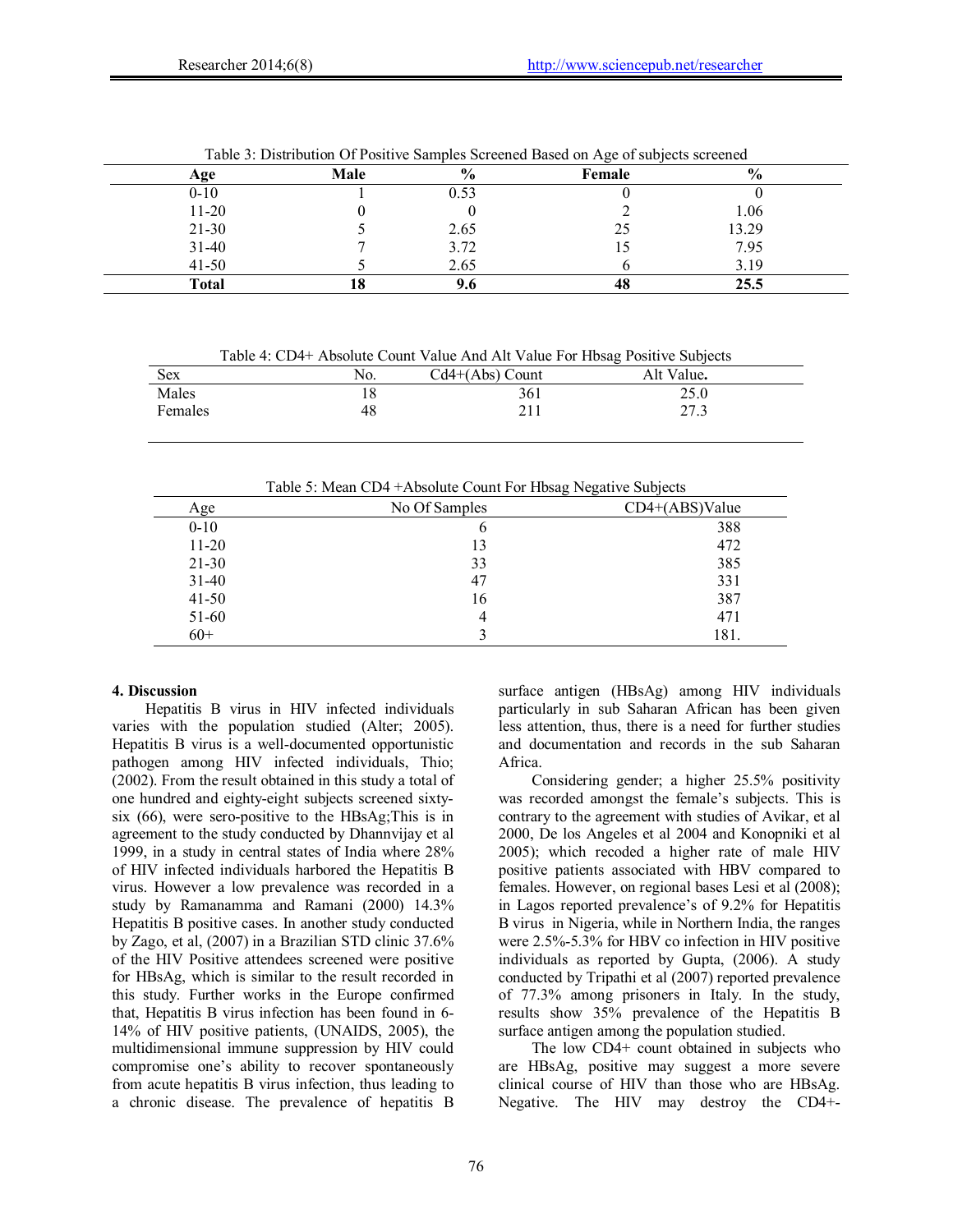Table 3: Distribution Of Positive Samples Screened Based on Age of subjects screened

| Age | Male | % | Female | % |
|---|---|---|---|---|
| 0-10 | 1 | 0.53 | 0 | 0 |
| 11-20 | 0 | 0 | 2 | 1.06 |
| 21-30 | 5 | 2.65 | 25 | 13.29 |
| 31-40 | 7 | 3.72 | 15 | 7.95 |
| 41-50 | 5 | 2.65 | 6 | 3.19 |
| **Total** | **18** | **9.6** | **48** | **25.5** |

Table 4: CD4+ Absolute Count Value And Alt Value For Hbsag Positive Subjects

| Sex | No. | Cd4+(Abs) Count | Alt Value**.** |
|---|---|---|---|
| Males | 18 | 361 | 25.0 |
| Females | 48 | 211 | 27.3 |

Table 5: Mean CD4 +Absolute Count For Hbsag Negative Subjects

| Age | No Of Samples | CD4+(ABS)Value |
|---|---|---|
| 0-10 | 6 | 388 |
| 11-20 | 13 | 472 |
| 21-30 | 33 | 385 |
| 31-40 | 47 | 331 |
| 41-50 | 16 | 387 |
| 51-60 | 4 | 471 |
| 60+ | 3 | 181. |

## 4. Discussion

Hepatitis B virus in HIV infected individuals varies with the population studied (Alter; 2005). Hepatitis B virus is a well-documented opportunistic pathogen among HIV infected individuals, Thio; (2002). From the result obtained in this study a total of one hundred and eighty-eight subjects screened sixty-six (66), were sero-positive to the HBsAg;This is in agreement to the study conducted by Dhannvijay et al 1999, in a study in central states of India where 28% of HIV infected individuals harbored the Hepatitis B virus. However a low prevalence was recorded in a study by Ramanamma and Ramani (2000) 14.3% Hepatitis B positive cases. In another study conducted by Zago, et al, (2007) in a Brazilian STD clinic 37.6% of the HIV Positive attendees screened were positive for HBsAg, which is similar to the result recorded in this study. Further works in the Europe confirmed that, Hepatitis B virus infection has been found in 6-14% of HIV positive patients, (UNAIDS, 2005), the multidimensional immune suppression by HIV could compromise one's ability to recover spontaneously from acute hepatitis B virus infection, thus leading to a chronic disease. The prevalence of hepatitis B surface antigen (HBsAg) among HIV individuals particularly in sub Saharan African has been given less attention, thus, there is a need for further studies and documentation and records in the sub Saharan Africa.

Considering gender; a higher 25.5% positivity was recorded amongst the female's subjects. This is contrary to the agreement with studies of Avikar, et al 2000, De los Angeles et al 2004 and Konopniki et al 2005); which recoded a higher rate of male HIV positive patients associated with HBV compared to females. However, on regional bases Lesi et al (2008); in Lagos reported prevalence's of 9.2% for Hepatitis B virus in Nigeria, while in Northern India, the ranges were 2.5%-5.3% for HBV co infection in HIV positive individuals as reported by Gupta, (2006). A study conducted by Tripathi et al (2007) reported prevalence of 77.3% among prisoners in Italy. In the study, results show 35% prevalence of the Hepatitis B surface antigen among the population studied.

The low CD4+ count obtained in subjects who are HBsAg, positive may suggest a more severe clinical course of HIV than those who are HBsAg. Negative. The HIV may destroy the CD4+-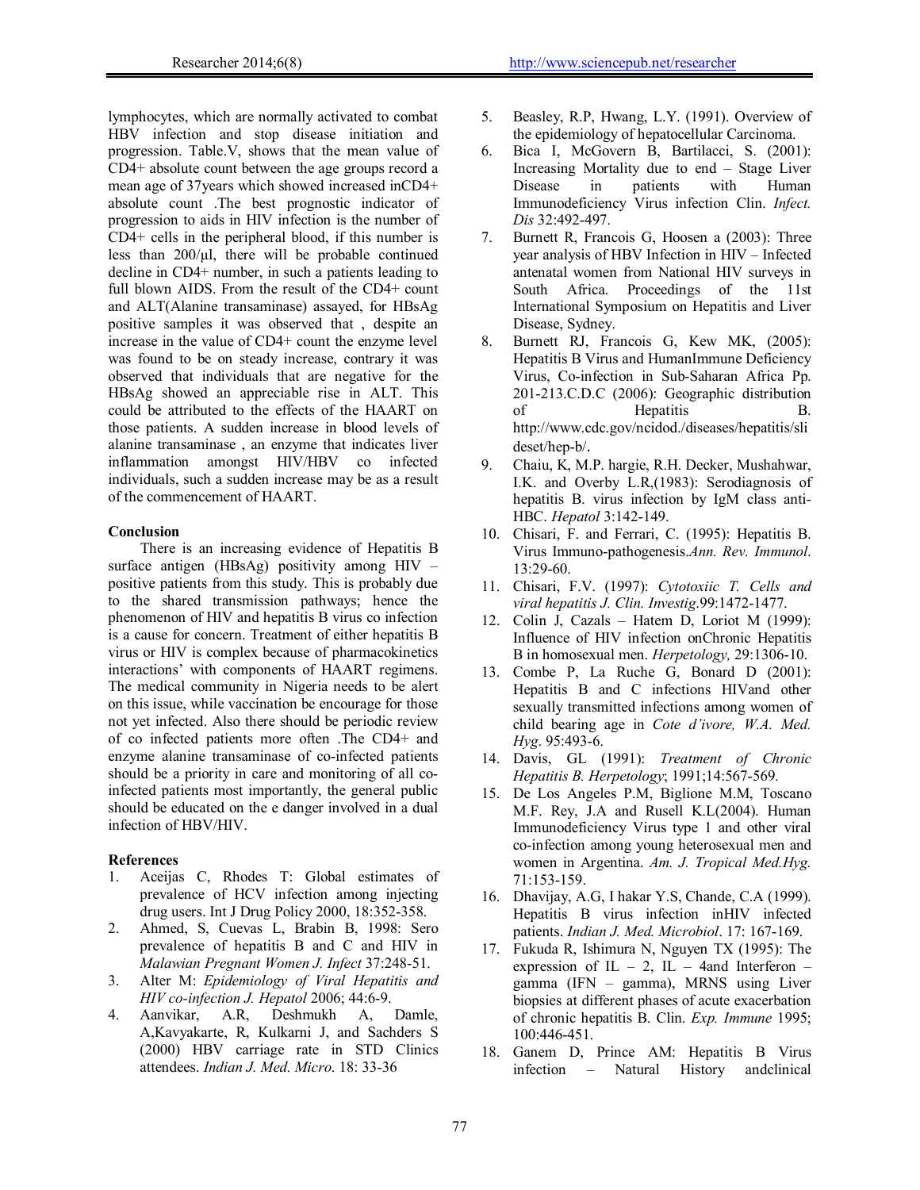lymphocytes, which are normally activated to combat HBV infection and stop disease initiation and progression. Table.V, shows that the mean value of CD4+ absolute count between the age groups record a mean age of 37years which showed increased inCD4+ absolute count .The best prognostic indicator of progression to aids in HIV infection is the number of CD4+ cells in the peripheral blood, if this number is less than 200/µl, there will be probable continued decline in CD4+ number, in such a patients leading to full blown AIDS. From the result of the CD4+ count and ALT(Alanine transaminase) assayed, for HBsAg positive samples it was observed that , despite an increase in the value of CD4+ count the enzyme level was found to be on steady increase, contrary it was observed that individuals that are negative for the HBsAg showed an appreciable rise in ALT. This could be attributed to the effects of the HAART on those patients. A sudden increase in blood levels of alanine transaminase , an enzyme that indicates liver inflammation amongst HIV/HBV co infected individuals, such a sudden increase may be as a result of the commencement of HAART.

## Conclusion

There is an increasing evidence of Hepatitis B surface antigen (HBsAg) positivity among HIV – positive patients from this study. This is probably due to the shared transmission pathways; hence the phenomenon of HIV and hepatitis B virus co infection is a cause for concern. Treatment of either hepatitis B virus or HIV is complex because of pharmacokinetics interactions' with components of HAART regimens. The medical community in Nigeria needs to be alert on this issue, while vaccination be encourage for those not yet infected. Also there should be periodic review of co infected patients more often .The CD4+ and enzyme alanine transaminase of co-infected patients should be a priority in care and monitoring of all co-infected patients most importantly, the general public should be educated on the e danger involved in a dual infection of HBV/HIV.

## References

1. Aceijas C, Rhodes T: Global estimates of prevalence of HCV infection among injecting drug users. Int J Drug Policy 2000, 18:352-358.
2. Ahmed, S, Cuevas L, Brabin B, 1998: Sero prevalence of hepatitis B and C and HIV in *Malawian Pregnant Women J. Infect* 37:248-51.
3. Alter M: *Epidemiology of Viral Hepatitis and HIV co-infection J. Hepatol* 2006; 44:6-9.
4. Aanvikar, A.R, Deshmukh A, Damle, A,Kavyakarte, R, Kulkarni J, and Sachders S (2000) HBV carriage rate in STD Clinics attendees. *Indian J. Med. Micro.* 18: 33-36
5. Beasley, R.P, Hwang, L.Y. (1991). Overview of the epidemiology of hepatocellular Carcinoma.
6. Bica I, McGovern B, Bartilacci, S. (2001): Increasing Mortality due to end – Stage Liver Disease in patients with Human Immunodeficiency Virus infection Clin. *Infect. Dis* 32:492-497.
7. Burnett R, Francois G, Hoosen a (2003): Three year analysis of HBV Infection in HIV – Infected antenatal women from National HIV surveys in South Africa. Proceedings of the 11st International Symposium on Hepatitis and Liver Disease, Sydney.
8. Burnett RJ, Francois G, Kew MK, (2005): Hepatitis B Virus and HumanImmune Deficiency Virus, Co-infection in Sub-Saharan Africa Pp. 201-213.C.D.C (2006): Geographic distribution of Hepatitis B. http://www.cdc.gov/ncidod./diseases/hepatitis/slideset/hep-b/.
9. Chaiu, K, M.P. hargie, R.H. Decker, Mushahwar, I.K. and Overby L.R,(1983): Serodiagnosis of hepatitis B. virus infection by IgM class anti-HBC. *Hepatol* 3:142-149.
10. Chisari, F. and Ferrari, C. (1995): Hepatitis B. Virus Immuno-pathogenesis.*Ann. Rev. Immunol*. 13:29-60.
11. Chisari, F.V. (1997): *Cytotoxiic T. Cells and viral hepatitis J. Clin. Investig*.99:1472-1477.
12. Colin J, Cazals – Hatem D, Loriot M (1999): Influence of HIV infection onChronic Hepatitis B in homosexual men. *Herpetology,* 29:1306-10.
13. Combe P, La Ruche G, Bonard D (2001): Hepatitis B and C infections HIVand other sexually transmitted infections among women of child bearing age in *Cote d'ivore, W.A. Med. Hyg*. 95:493-6.
14. Davis, GL (1991): *Treatment of Chronic Hepatitis B. Herpetology*; 1991;14:567-569.
15. De Los Angeles P.M, Biglione M.M, Toscano M.F. Rey, J.A and Russell K.L(2004). Human Immunodeficiency Virus type 1 and other viral co-infection among young heterosexual men and women in Argentina. *Am. J. Tropical Med.Hyg.* 71:153-159.
16. Dhavijay, A.G, I hakar Y.S, Chande, C.A (1999). Hepatitis B virus infection inHIV infected patients. *Indian J. Med. Microbiol*. 17: 167-169.
17. Fukuda R, Ishimura N, Nguyen TX (1995): The expression of IL – 2, IL – 4and Interferon – gamma (IFN – gamma), MRNS using Liver biopsies at different phases of acute exacerbation of chronic hepatitis B. Clin. *Exp. Immune* 1995; 100:446-451.
18. Ganem D, Prince AM: Hepatitis B Virus infection – Natural History andclinical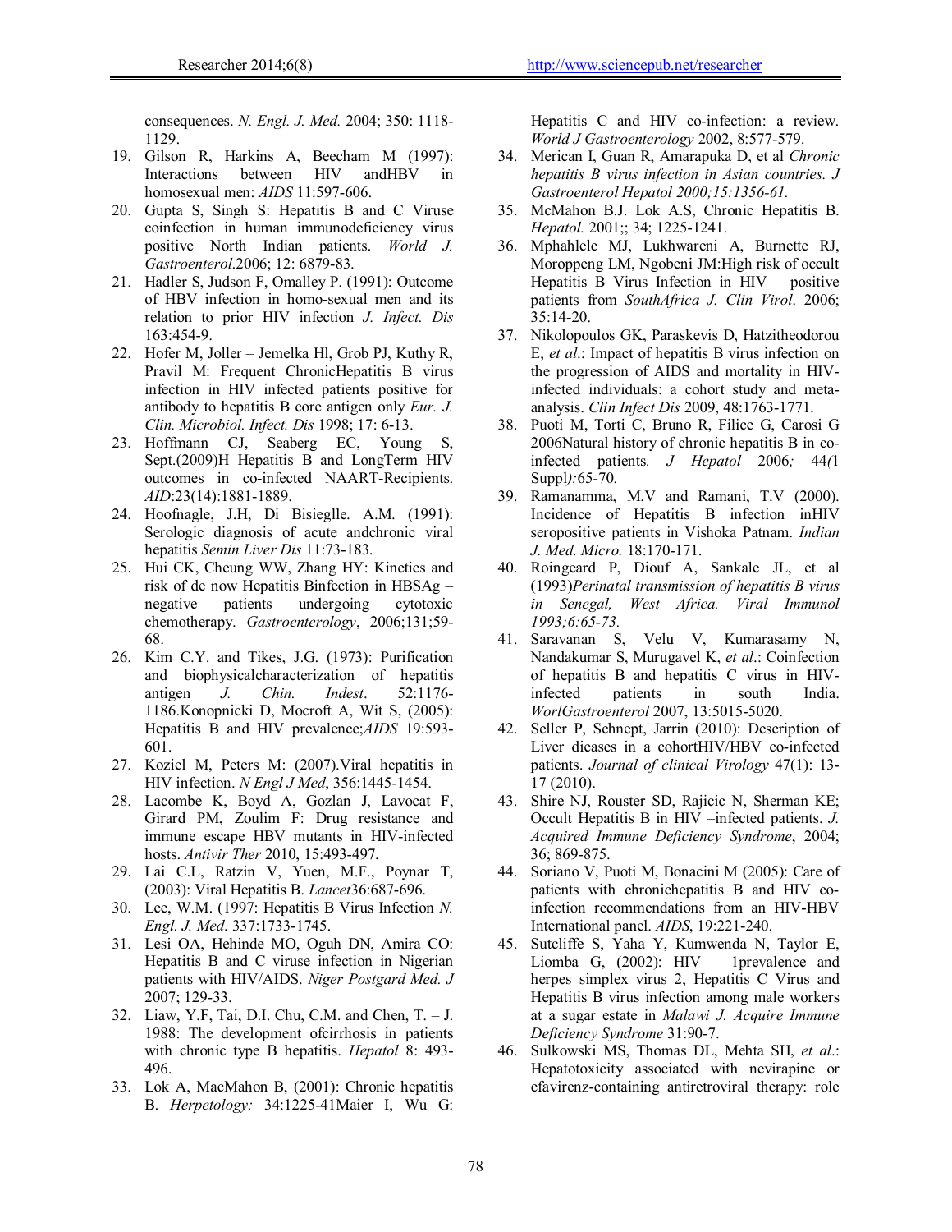consequences. *N. Engl. J. Med.* 2004; 350: 1118-1129.

19. Gilson R, Harkins A, Beecham M (1997): Interactions between HIV andHBV in homosexual men: *AIDS* 11:597-606.
20. Gupta S, Singh S: Hepatitis B and C Viruse coinfection in human immunodeficiency virus positive North Indian patients. *World J. Gastroenterol*.2006; 12: 6879-83.
21. Hadler S, Judson F, Omalley P. (1991): Outcome of HBV infection in homo-sexual men and its relation to prior HIV infection *J. Infect. Dis* 163:454-9.
22. Hofer M, Joller – Jemelka Hl, Grob PJ, Kuthy R, Pravil M: Frequent ChronicHepatitis B virus infection in HIV infected patients positive for antibody to hepatitis B core antigen only *Eur. J. Clin. Microbiol. Infect. Dis* 1998; 17: 6-13.
23. Hoffmann CJ, Seaberg EC, Young S, Sept.(2009)H Hepatitis B and LongTerm HIV outcomes in co-infected NAART-Recipients. *AID*:23(14):1881-1889.
24. Hoofnagle, J.H, Di Bisieglle. A.M. (1991): Serologic diagnosis of acute andchronic viral hepatitis *Semin Liver Dis* 11:73-183.
25. Hui CK, Cheung WW, Zhang HY: Kinetics and risk of de now Hepatitis Binfection in HBSAg – negative patients undergoing cytotoxic chemotherapy. *Gastroenterology*, 2006;131;59-68.
26. Kim C.Y. and Tikes, J.G. (1973): Purification and biophysicalcharacterization of hepatitis antigen *J. Chin. Indest*. 52:1176-1186.Konopnicki D, Mocroft A, Wit S, (2005): Hepatitis B and HIV prevalence;*AIDS* 19:593-601.
27. Koziel M, Peters M: (2007).Viral hepatitis in HIV infection. *N Engl J Med*, 356:1445-1454.
28. Lacombe K, Boyd A, Gozlan J, Lavocat F, Girard PM, Zoulim F: Drug resistance and immune escape HBV mutants in HIV-infected hosts. *Antivir Ther* 2010, 15:493-497.
29. Lai C.L, Ratzin V, Yuen, M.F., Poynar T, (2003): Viral Hepatitis B. *Lancet*36:687-696.
30. Lee, W.M. (1997: Hepatitis B Virus Infection *N. Engl. J. Med*. 337:1733-1745.
31. Lesi OA, Hehinde MO, Oguh DN, Amira CO: Hepatitis B and C viruse infection in Nigerian patients with HIV/AIDS. *Niger Postgard Med. J* 2007; 129-33.
32. Liaw, Y.F, Tai, D.I. Chu, C.M. and Chen, T. – J. 1988: The development ofcirrhosis in patients with chronic type B hepatitis. *Hepatol* 8: 493-496.
33. Lok A, MacMahon B, (2001): Chronic hepatitis B. *Herpetology:* 34:1225-41Maier I, Wu G: Hepatitis C and HIV co-infection: a review. *World J Gastroenterology* 2002, 8:577-579.
34. Merican I, Guan R, Amarapuka D, et al *Chronic hepatitis B virus infection in Asian countries. J Gastroenterol Hepatol 2000;15:1356-61.*
35. McMahon B.J. Lok A.S, Chronic Hepatitis B. *Hepatol.* 2001;; 34; 1225-1241.
36. Mphahlele MJ, Lukhwareni A, Burnette RJ, Moroppeng LM, Ngobeni JM:High risk of occult Hepatitis B Virus Infection in HIV – positive patients from *SouthAfrica J. Clin Virol*. 2006; 35:14-20.
37. Nikolopoulos GK, Paraskevis D, Hatzitheodorou E, *et al*.: Impact of hepatitis B virus infection on the progression of AIDS and mortality in HIV-infected individuals: a cohort study and meta-analysis. *Clin Infect Dis* 2009, 48:1763-1771.
38. Puoti M, Torti C, Bruno R, Filice G, Carosi G 2006Natural history of chronic hepatitis B in co-infected patients*. J Hepatol* 2006*;* 44*(*1 Suppl*):*65-70*.*
39. Ramanamma, M.V and Ramani, T.V (2000). Incidence of Hepatitis B infection inHIV seropositive patients in Vishoka Patnam. *Indian J. Med. Micro.* 18:170-171.
40. Roingeard P, Diouf A, Sankale JL, et al (1993)*Perinatal transmission of hepatitis B virus in Senegal, West Africa. Viral Immunol 1993;6:65-73.*
41. Saravanan S, Velu V, Kumarasamy N, Nandakumar S, Murugavel K, *et al*.: Coinfection of hepatitis B and hepatitis C virus in HIV-infected patients in south India. *WorlGastroenterol* 2007, 13:5015-5020.
42. Seller P, Schnept, Jarrin (2010): Description of Liver dieases in a cohortHIV/HBV co-infected patients. *Journal of clinical Virology* 47(1): 13-17 (2010).
43. Shire NJ, Rouster SD, Rajicic N, Sherman KE; Occult Hepatitis B in HIV –infected patients. *J. Acquired Immune Deficiency Syndrome*, 2004; 36; 869-875.
44. Soriano V, Puoti M, Bonacini M (2005): Care of patients with chronichepatitis B and HIV co-infection recommendations from an HIV-HBV International panel. *AIDS*, 19:221-240.
45. Sutcliffe S, Yaha Y, Kumwenda N, Taylor E, Liomba G, (2002): HIV – 1prevalence and herpes simplex virus 2, Hepatitis C Virus and Hepatitis B virus infection among male workers at a sugar estate in *Malawi J. Acquire Immune Deficiency Syndrome* 31:90-7.
46. Sulkowski MS, Thomas DL, Mehta SH, *et al*.: Hepatotoxicity associated with nevirapine or efavirenz-containing antiretroviral therapy: role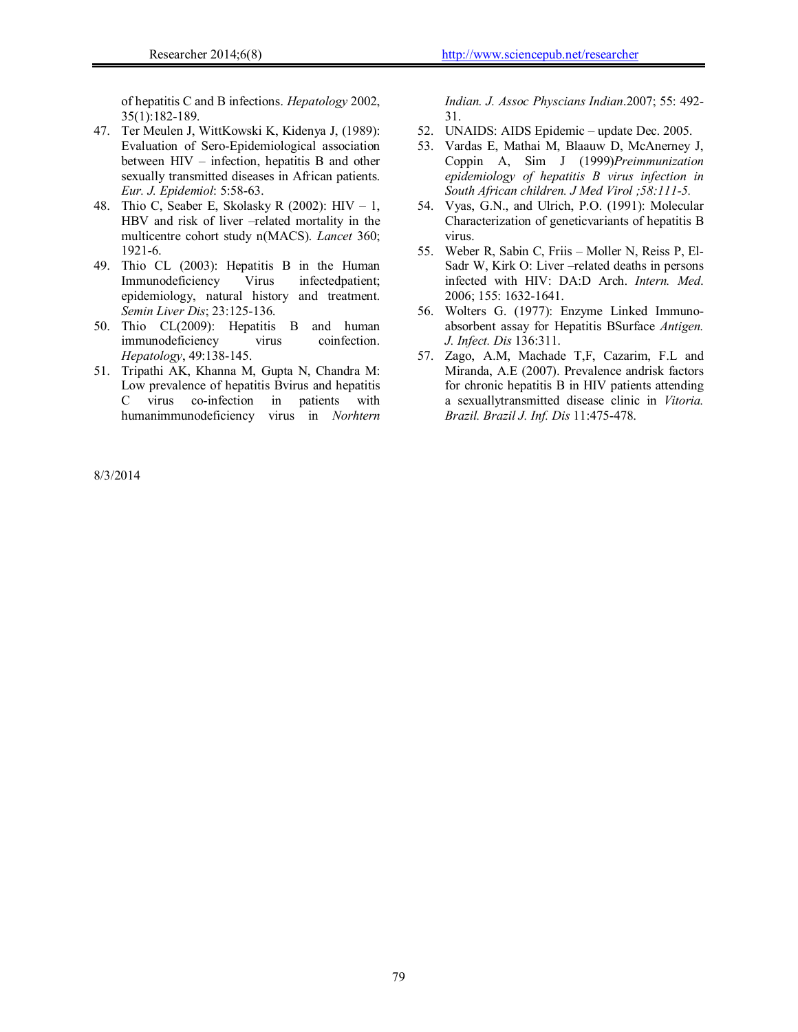of hepatitis C and B infections. *Hepatology* 2002, 35(1):182-189.

47. Ter Meulen J, WittKowski K, Kidenya J, (1989): Evaluation of Sero-Epidemiological association between HIV – infection, hepatitis B and other sexually transmitted diseases in African patients. *Eur. J. Epidemiol*: 5:58-63.
48. Thio C, Seaber E, Skolasky R (2002): HIV – 1, HBV and risk of liver –related mortality in the multicentre cohort study n(MACS). *Lancet* 360; 1921-6.
49. Thio CL (2003): Hepatitis B in the Human Immunodeficiency Virus infectedpatient; epidemiology, natural history and treatment. *Semin Liver Dis*; 23:125-136.
50. Thio CL(2009): Hepatitis B and human immunodeficiency virus coinfection. *Hepatology*, 49:138-145.
51. Tripathi AK, Khanna M, Gupta N, Chandra M: Low prevalence of hepatitis Bvirus and hepatitis C virus co-infection in patients with humanimmunodeficiency virus in *Norhtern Indian. J. Assoc Physcians Indian*.2007; 55: 492-31.
52. UNAIDS: AIDS Epidemic – update Dec. 2005.
53. Vardas E, Mathai M, Blaauw D, McAnerney J, Coppin A, Sim J (1999)*Preimmunization epidemiology of hepatitis B virus infection in South African children. J Med Virol ;58:111-5.*
54. Vyas, G.N., and Ulrich, P.O. (1991): Molecular Characterization of geneticvariants of hepatitis B virus.
55. Weber R, Sabin C, Friis – Moller N, Reiss P, El-Sadr W, Kirk O: Liver –related deaths in persons infected with HIV: DA:D Arch. *Intern. Med*. 2006; 155: 1632-1641.
56. Wolters G. (1977): Enzyme Linked Immuno-absorbent assay for Hepatitis BSurface *Antigen. J. Infect. Dis* 136:311.
57. Zago, A.M, Machade T,F, Cazarim, F.L and Miranda, A.E (2007). Prevalence andrisk factors for chronic hepatitis B in HIV patients attending a sexuallytransmitted disease clinic in *Vitoria. Brazil. Brazil J. Inf. Dis* 11:475-478.

8/3/2014